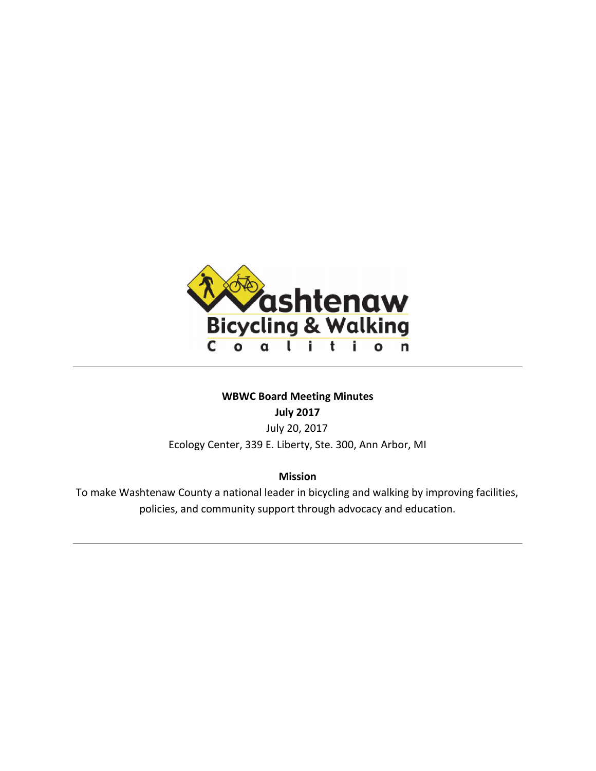**WBWC Board Meeting Minutes**

**July 2017**

July 20, 2017

Ecology Center, 339 E. Liberty, Ste. 300, Ann Arbor, MI

---

**Mission**

To make Washtenaw County a national leader in bicycling and walking by improving facilities, policies, and community support through advocacy and education.

---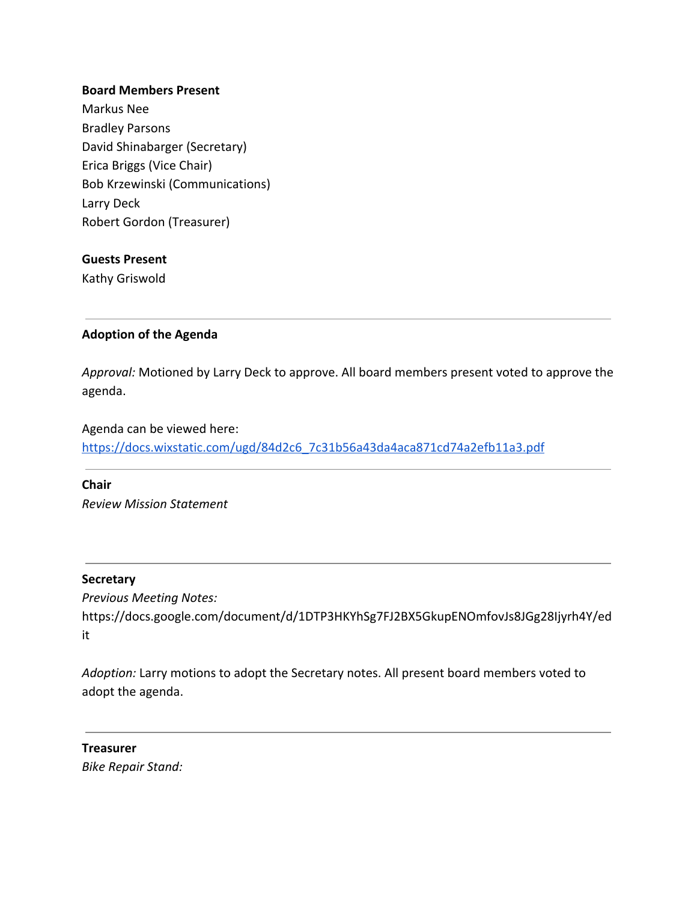**Board Members Present**

Markus Nee
Bradley Parsons
David Shinabarger (Secretary)
Erica Briggs (Vice Chair)
Bob Krzewinski (Communications)
Larry Deck
Robert Gordon (Treasurer)

**Guests Present**

Kathy Griswold

---

**Adoption of the Agenda**

*Approval:* Motioned by Larry Deck to approve. All board members present voted to approve the agenda.

Agenda can be viewed here:
https://docs.wixstatic.com/ugd/84d2c6_7c31b56a43da4aca871cd74a2efb11a3.pdf

---

**Chair**

*Review Mission Statement*

---

**Secretary**

*Previous Meeting Notes:*
https://docs.google.com/document/d/1DTP3HKYhSg7FJ2BX5GkupENOmfovJs8JGg28Ijyrh4Y/edit

*Adoption:* Larry motions to adopt the Secretary notes. All present board members voted to adopt the agenda.

---

**Treasurer**

*Bike Repair Stand:*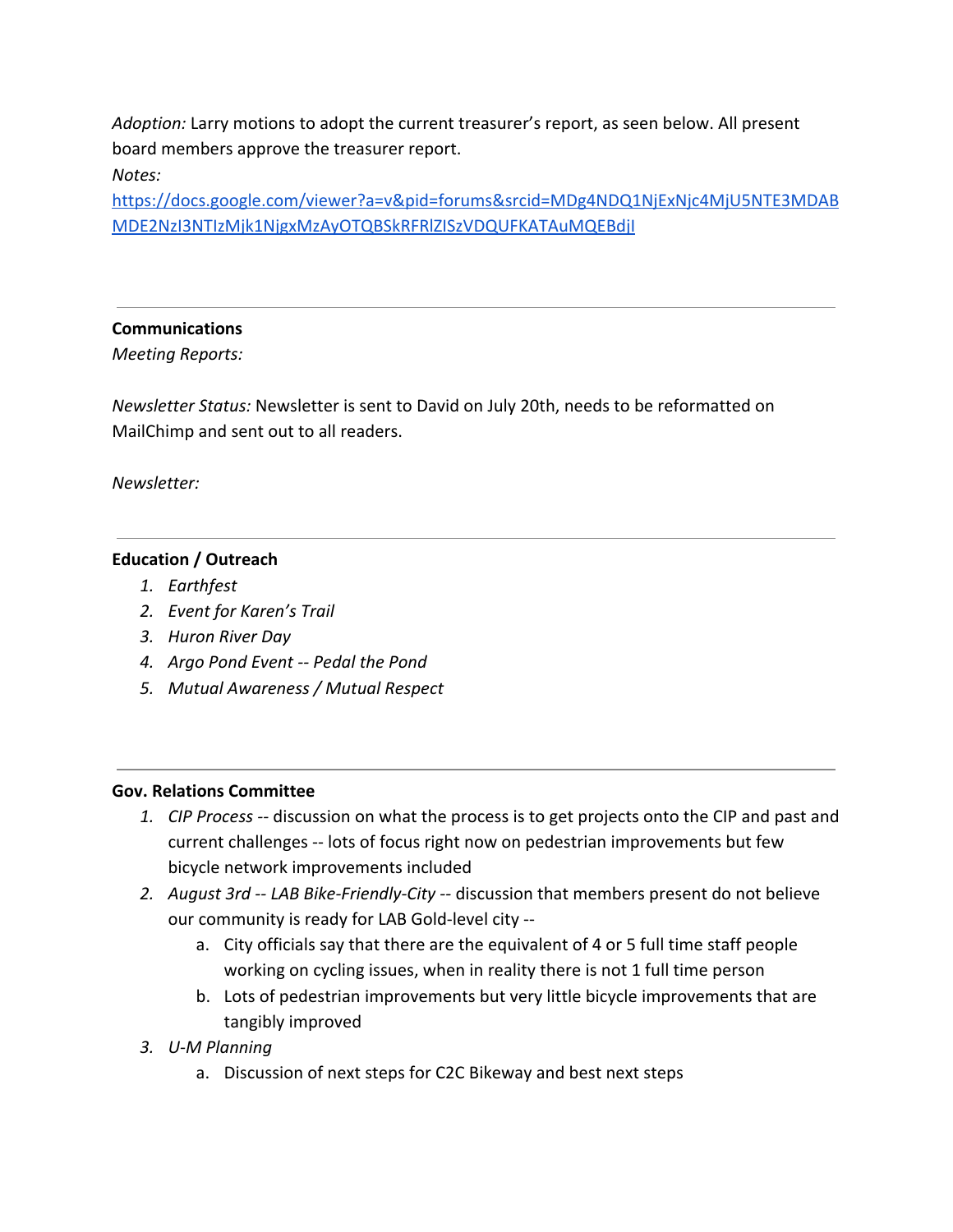*Adoption:* Larry motions to adopt the current treasurer's report, as seen below. All present board members approve the treasurer report.

*Notes:*
https://docs.google.com/viewer?a=v&pid=forums&srcid=MDg4NDQ1NjExNjc4MjU5NTE3MDABMDE2NzI3NTIzMjk1NjgxMzAyOTQBSkRFRlZISzVDQUFKATAuMQEBdjI

---

**Communications**

*Meeting Reports:*

*Newsletter Status:* Newsletter is sent to David on July 20th, needs to be reformatted on MailChimp and sent out to all readers.

*Newsletter:*

---

**Education / Outreach**

1. *Earthfest*
2. *Event for Karen's Trail*
3. *Huron River Day*
4. *Argo Pond Event -- Pedal the Pond*
5. *Mutual Awareness / Mutual Respect*

---

**Gov. Relations Committee**

1. *CIP Process* -- discussion on what the process is to get projects onto the CIP and past and current challenges -- lots of focus right now on pedestrian improvements but few bicycle network improvements included
2. *August 3rd -- LAB Bike-Friendly-City* -- discussion that members present do not believe our community is ready for LAB Gold-level city --
   a. City officials say that there are the equivalent of 4 or 5 full time staff people working on cycling issues, when in reality there is not 1 full time person
   b. Lots of pedestrian improvements but very little bicycle improvements that are tangibly improved
3. *U-M Planning*
   a. Discussion of next steps for C2C Bikeway and best next steps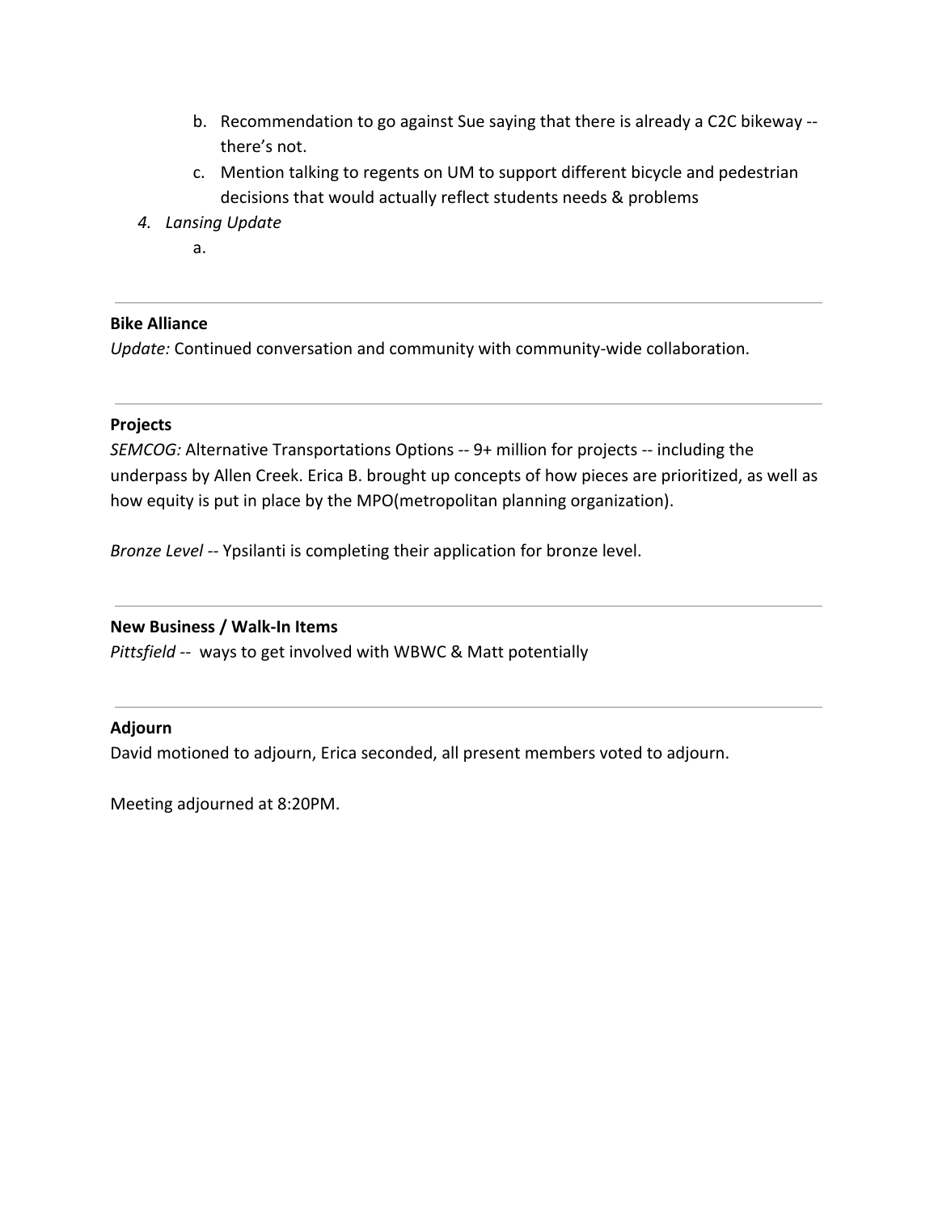b. Recommendation to go against Sue saying that there is already a C2C bikeway -- there's not.
   c. Mention talking to regents on UM to support different bicycle and pedestrian decisions that would actually reflect students needs & problems

4. *Lansing Update*
   a.

---

**Bike Alliance**

*Update:* Continued conversation and community with community-wide collaboration.

---

**Projects**

*SEMCOG:* Alternative Transportations Options -- 9+ million for projects -- including the underpass by Allen Creek. Erica B. brought up concepts of how pieces are prioritized, as well as how equity is put in place by the MPO(metropolitan planning organization).

*Bronze Level* -- Ypsilanti is completing their application for bronze level.

---

**New Business / Walk-In Items**

*Pittsfield* -- ways to get involved with WBWC & Matt potentially

---

**Adjourn**

David motioned to adjourn, Erica seconded, all present members voted to adjourn.

Meeting adjourned at 8:20PM.